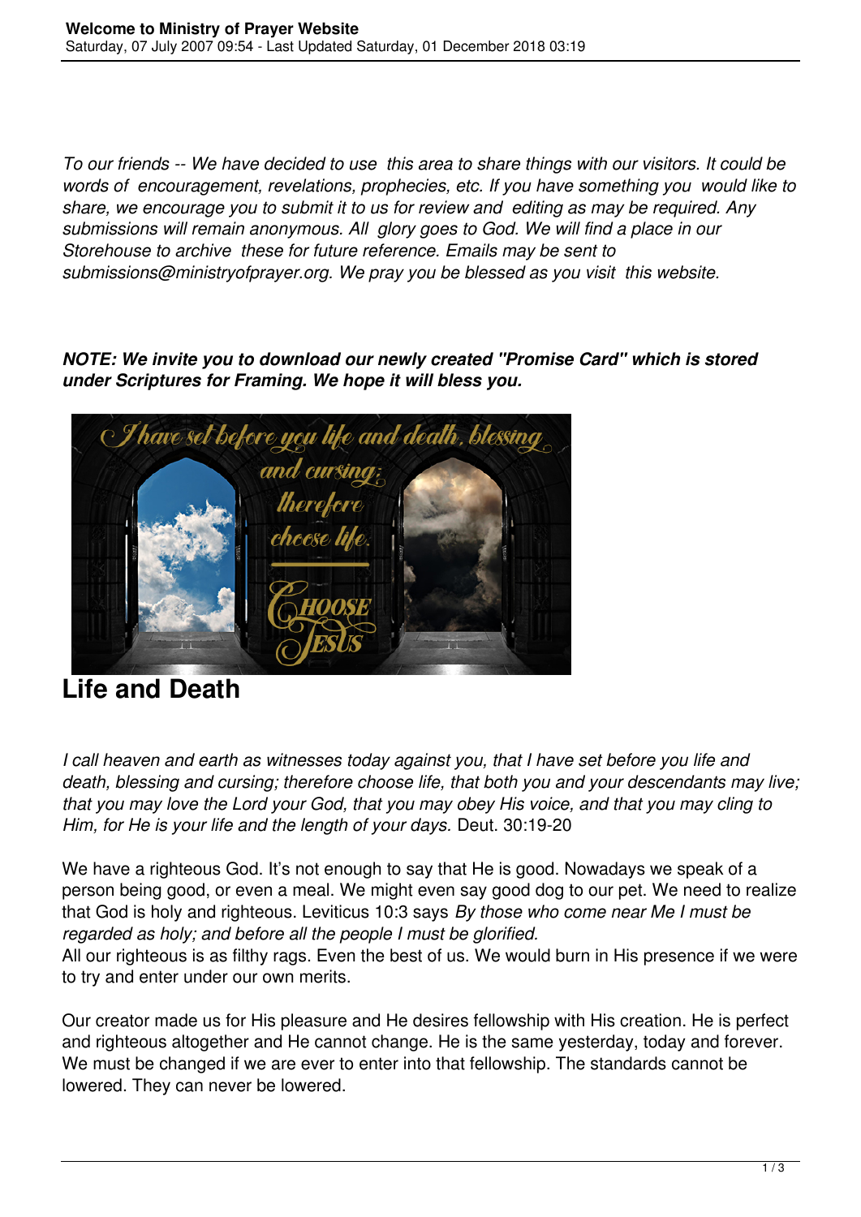*To our friends -- We have decided to use this area to share things with our visitors. It could be words of encouragement, revelations, prophecies, etc. If you have something you would like to share, we encourage you to submit it to us for review and editing as may be required. Any submissions will remain anonymous. All glory goes to God. We will find a place in our Storehouse to archive these for future reference. Emails may be sent to submissions@ministryofprayer.org. We pray you be blessed as you visit this website.*

***NOTE: We invite you to download our newly created "Promise Card" which is stored under Scriptures for Framing. We hope it will bless you.***

## Life and Death

*I call heaven and earth as witnesses today against you, that I have set before you life and death, blessing and cursing; therefore choose life, that both you and your descendants may live; that you may love the Lord your God, that you may obey His voice, and that you may cling to Him, for He is your life and the length of your days.* Deut. 30:19-20

We have a righteous God. It's not enough to say that He is good. Nowadays we speak of a person being good, or even a meal. We might even say good dog to our pet. We need to realize that God is holy and righteous. Leviticus 10:3 says *By those who come near Me I must be regarded as holy; and before all the people I must be glorified.*
All our righteous is as filthy rags. Even the best of us. We would burn in His presence if we were to try and enter under our own merits.

Our creator made us for His pleasure and He desires fellowship with His creation. He is perfect and righteous altogether and He cannot change. He is the same yesterday, today and forever. We must be changed if we are ever to enter into that fellowship. The standards cannot be lowered. They can never be lowered.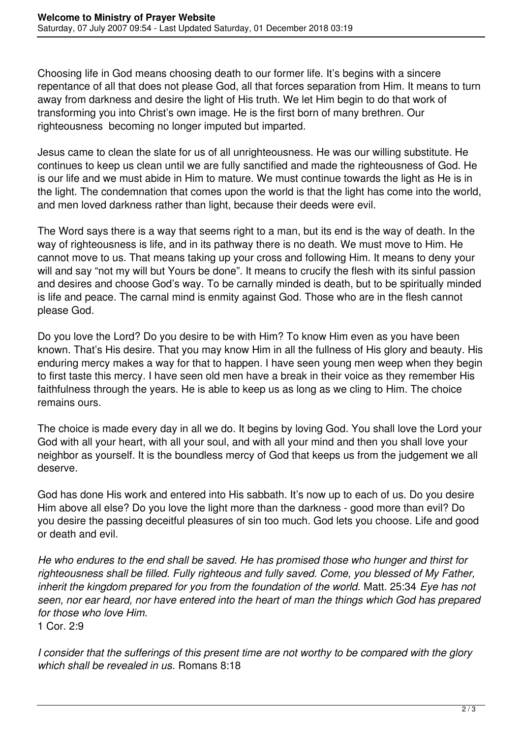Choosing life in God means choosing death to our former life. It's begins with a sincere repentance of all that does not please God, all that forces separation from Him. It means to turn away from darkness and desire the light of His truth. We let Him begin to do that work of transforming you into Christ's own image. He is the first born of many brethren. Our righteousness becoming no longer imputed but imparted.

Jesus came to clean the slate for us of all unrighteousness. He was our willing substitute. He continues to keep us clean until we are fully sanctified and made the righteousness of God. He is our life and we must abide in Him to mature. We must continue towards the light as He is in the light. The condemnation that comes upon the world is that the light has come into the world, and men loved darkness rather than light, because their deeds were evil.

The Word says there is a way that seems right to a man, but its end is the way of death. In the way of righteousness is life, and in its pathway there is no death. We must move to Him. He cannot move to us. That means taking up your cross and following Him. It means to deny your will and say "not my will but Yours be done". It means to crucify the flesh with its sinful passion and desires and choose God's way. To be carnally minded is death, but to be spiritually minded is life and peace. The carnal mind is enmity against God. Those who are in the flesh cannot please God.

Do you love the Lord? Do you desire to be with Him? To know Him even as you have been known. That's His desire. That you may know Him in all the fullness of His glory and beauty. His enduring mercy makes a way for that to happen. I have seen young men weep when they begin to first taste this mercy. I have seen old men have a break in their voice as they remember His faithfulness through the years. He is able to keep us as long as we cling to Him. The choice remains ours.

The choice is made every day in all we do. It begins by loving God. You shall love the Lord your God with all your heart, with all your soul, and with all your mind and then you shall love your neighbor as yourself. It is the boundless mercy of God that keeps us from the judgement we all deserve.

God has done His work and entered into His sabbath. It's now up to each of us. Do you desire Him above all else? Do you love the light more than the darkness - good more than evil? Do you desire the passing deceitful pleasures of sin too much. God lets you choose. Life and good or death and evil.

*He who endures to the end shall be saved. He has promised those who hunger and thirst for righteousness shall be filled. Fully righteous and fully saved. Come, you blessed of My Father, inherit the kingdom prepared for you from the foundation of the world.* Matt. 25:34 *Eye has not seen, nor ear heard, nor have entered into the heart of man the things which God has prepared for those who love Him.*
1 Cor. 2:9

*I consider that the sufferings of this present time are not worthy to be compared with the glory which shall be revealed in us.* Romans 8:18